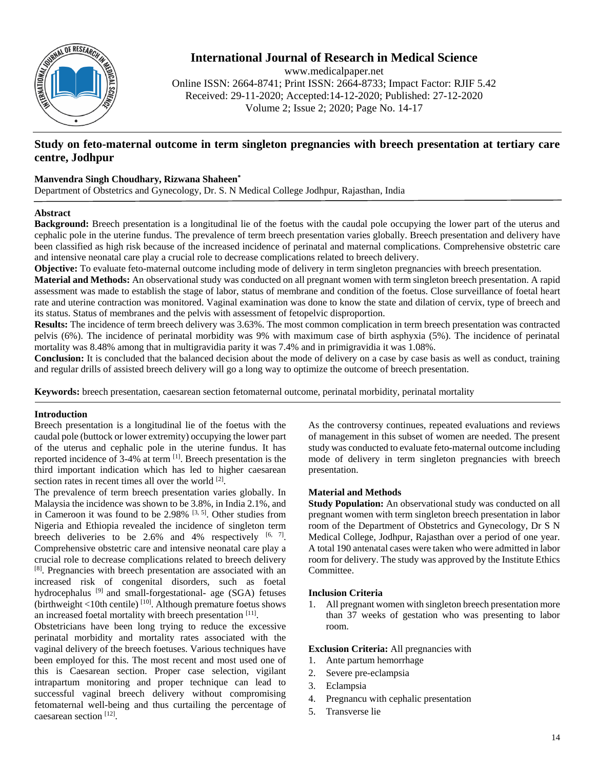# Study on feto-maternal outcome in term singleton pregnancies with breech presentation at tertiary care centre, Jodhpur

**Manvendra Singh Choudhary, Rizwana Shaheen***

Department of Obstetrics and Gynecology, Dr. S. N Medical College Jodhpur, Rajasthan, India

## Abstract

**Background:** Breech presentation is a longitudinal lie of the foetus with the caudal pole occupying the lower part of the uterus and cephalic pole in the uterine fundus. The prevalence of term breech presentation varies globally. Breech presentation and delivery have been classified as high risk because of the increased incidence of perinatal and maternal complications. Comprehensive obstetric care and intensive neonatal care play a crucial role to decrease complications related to breech delivery.

**Objective:** To evaluate feto-maternal outcome including mode of delivery in term singleton pregnancies with breech presentation.

**Material and Methods:** An observational study was conducted on all pregnant women with term singleton breech presentation. A rapid assessment was made to establish the stage of labor, status of membrane and condition of the foetus. Close surveillance of foetal heart rate and uterine contraction was monitored. Vaginal examination was done to know the state and dilation of cervix, type of breech and its status. Status of membranes and the pelvis with assessment of fetopelvic disproportion.

**Results:** The incidence of term breech delivery was 3.63%. The most common complication in term breech presentation was contracted pelvis (6%). The incidence of perinatal morbidity was 9% with maximum case of birth asphyxia (5%). The incidence of perinatal mortality was 8.48% among that in multigravidia parity it was 7.4% and in primigravidia it was 1.08%.

**Conclusion:** It is concluded that the balanced decision about the mode of delivery on a case by case basis as well as conduct, training and regular drills of assisted breech delivery will go a long way to optimize the outcome of breech presentation.

**Keywords:** breech presentation, caesarean section fetomaternal outcome, perinatal morbidity, perinatal mortality

## Introduction

Breech presentation is a longitudinal lie of the foetus with the caudal pole (buttock or lower extremity) occupying the lower part of the uterus and cephalic pole in the uterine fundus. It has reported incidence of 3-4% at term [1]. Breech presentation is the third important indication which has led to higher caesarean section rates in recent times all over the world [2].

The prevalence of term breech presentation varies globally. In Malaysia the incidence was shown to be 3.8%, in India 2.1%, and in Cameroon it was found to be 2.98% [3, 5]. Other studies from Nigeria and Ethiopia revealed the incidence of singleton term breech deliveries to be 2.6% and 4% respectively [6, 7]. Comprehensive obstetric care and intensive neonatal care play a crucial role to decrease complications related to breech delivery [8]. Pregnancies with breech presentation are associated with an increased risk of congenital disorders, such as foetal hydrocephalus [9] and small-forgestational- age (SGA) fetuses (birthweight <10th centile) [10]. Although premature foetus shows an increased foetal mortality with breech presentation [11].

Obstetricians have been long trying to reduce the excessive perinatal morbidity and mortality rates associated with the vaginal delivery of the breech foetuses. Various techniques have been employed for this. The most recent and most used one of this is Caesarean section. Proper case selection, vigilant intrapartum monitoring and proper technique can lead to successful vaginal breech delivery without compromising fetomaternal well-being and thus curtailing the percentage of caesarean section [12].

As the controversy continues, repeated evaluations and reviews of management in this subset of women are needed. The present study was conducted to evaluate feto-maternal outcome including mode of delivery in term singleton pregnancies with breech presentation.

## Material and Methods

**Study Population:** An observational study was conducted on all pregnant women with term singleton breech presentation in labor room of the Department of Obstetrics and Gynecology, Dr S N Medical College, Jodhpur, Rajasthan over a period of one year. A total 190 antenatal cases were taken who were admitted in labor room for delivery. The study was approved by the Institute Ethics Committee.

### Inclusion Criteria

1. All pregnant women with singleton breech presentation more than 37 weeks of gestation who was presenting to labor room.

**Exclusion Criteria:** All pregnancies with

1. Ante partum hemorrhage
2. Severe pre-eclampsia
3. Eclampsia
4. Pregnancu with cephalic presentation
5. Transverse lie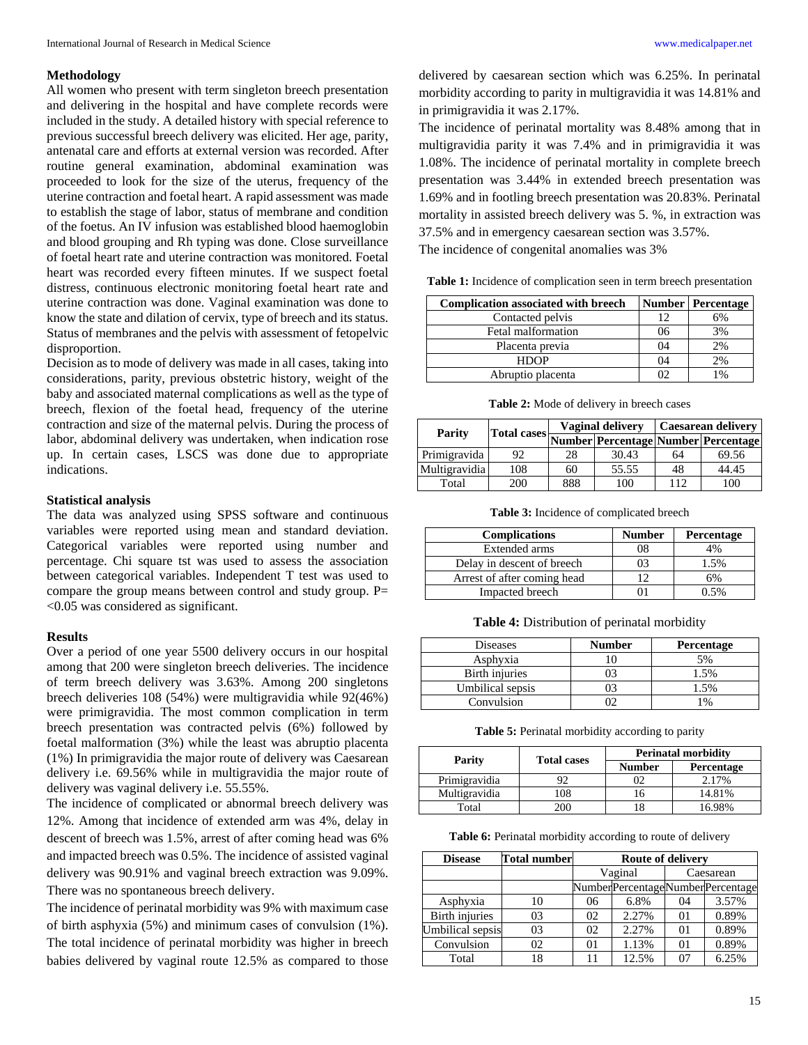## Methodology

All women who present with term singleton breech presentation and delivering in the hospital and have complete records were included in the study. A detailed history with special reference to previous successful breech delivery was elicited. Her age, parity, antenatal care and efforts at external version was recorded. After routine general examination, abdominal examination was proceeded to look for the size of the uterus, frequency of the uterine contraction and foetal heart. A rapid assessment was made to establish the stage of labor, status of membrane and condition of the foetus. An IV infusion was established blood haemoglobin and blood grouping and Rh typing was done. Close surveillance of foetal heart rate and uterine contraction was monitored. Foetal heart was recorded every fifteen minutes. If we suspect foetal distress, continuous electronic monitoring foetal heart rate and uterine contraction was done. Vaginal examination was done to know the state and dilation of cervix, type of breech and its status. Status of membranes and the pelvis with assessment of fetopelvic disproportion.

Decision as to mode of delivery was made in all cases, taking into considerations, parity, previous obstetric history, weight of the baby and associated maternal complications as well as the type of breech, flexion of the foetal head, frequency of the uterine contraction and size of the maternal pelvis. During the process of labor, abdominal delivery was undertaken, when indication rose up. In certain cases, LSCS was done due to appropriate indications.

## Statistical analysis

The data was analyzed using SPSS software and continuous variables were reported using mean and standard deviation. Categorical variables were reported using number and percentage. Chi square tst was used to assess the association between categorical variables. Independent T test was used to compare the group means between control and study group. P= <0.05 was considered as significant.

## Results

Over a period of one year 5500 delivery occurs in our hospital among that 200 were singleton breech deliveries. The incidence of term breech delivery was 3.63%. Among 200 singletons breech deliveries 108 (54%) were multigravidia while 92(46%) were primigravidia. The most common complication in term breech presentation was contracted pelvis (6%) followed by foetal malformation (3%) while the least was abruptio placenta (1%) In primigravidia the major route of delivery was Caesarean delivery i.e. 69.56% while in multigravidia the major route of delivery was vaginal delivery i.e. 55.55%.

The incidence of complicated or abnormal breech delivery was 12%. Among that incidence of extended arm was 4%, delay in descent of breech was 1.5%, arrest of after coming head was 6% and impacted breech was 0.5%. The incidence of assisted vaginal delivery was 90.91% and vaginal breech extraction was 9.09%. There was no spontaneous breech delivery.

The incidence of perinatal morbidity was 9% with maximum case of birth asphyxia (5%) and minimum cases of convulsion (1%). The total incidence of perinatal morbidity was higher in breech babies delivered by vaginal route 12.5% as compared to those delivered by caesarean section which was 6.25%. In perinatal morbidity according to parity in multigravidia it was 14.81% and in primigravidia it was 2.17%.

The incidence of perinatal mortality was 8.48% among that in multigravidia parity it was 7.4% and in primigravidia it was 1.08%. The incidence of perinatal mortality in complete breech presentation was 3.44% in extended breech presentation was 1.69% and in footling breech presentation was 20.83%. Perinatal mortality in assisted breech delivery was 5. %, in extraction was 37.5% and in emergency caesarean section was 3.57%.

The incidence of congenital anomalies was 3%

**Table 1:** Incidence of complication seen in term breech presentation

| Complication associated with breech | Number | Percentage |
|---|---|---|
| Contacted pelvis | 12 | 6% |
| Fetal malformation | 06 | 3% |
| Placenta previa | 04 | 2% |
| HDOP | 04 | 2% |
| Abruptio placenta | 02 | 1% |

**Table 2:** Mode of delivery in breech cases

| Parity | Total cases | Vaginal delivery | | Caesarean delivery | |
|---|---|---|---|---|---|
| | | Number | Percentage | Number | Percentage |
| Primigravida | 92 | 28 | 30.43 | 64 | 69.56 |
| Multigravidia | 108 | 60 | 55.55 | 48 | 44.45 |
| Total | 200 | 888 | 100 | 112 | 100 |

**Table 3:** Incidence of complicated breech

| Complications | Number | Percentage |
|---|---|---|
| Extended arms | 08 | 4% |
| Delay in descent of breech | 03 | 1.5% |
| Arrest of after coming head | 12 | 6% |
| Impacted breech | 01 | 0.5% |

**Table 4:** Distribution of perinatal morbidity

| Diseases | Number | Percentage |
|---|---|---|
| Asphyxia | 10 | 5% |
| Birth injuries | 03 | 1.5% |
| Umbilical sepsis | 03 | 1.5% |
| Convulsion | 02 | 1% |

**Table 5:** Perinatal morbidity according to parity

| Parity | Total cases | Perinatal morbidity | |
|---|---|---|---|
| | | Number | Percentage |
| Primigravidia | 92 | 02 | 2.17% |
| Multigravidia | 108 | 16 | 14.81% |
| Total | 200 | 18 | 16.98% |

**Table 6:** Perinatal morbidity according to route of delivery

| Disease | Total number | Route of delivery | | | |
|---|---|---|---|---|---|
| | | Vaginal | | Caesarean | |
| | | Number | Percentage | Number | Percentage |
| Asphyxia | 10 | 06 | 6.8% | 04 | 3.57% |
| Birth injuries | 03 | 02 | 2.27% | 01 | 0.89% |
| Umbilical sepsis | 03 | 02 | 2.27% | 01 | 0.89% |
| Convulsion | 02 | 01 | 1.13% | 01 | 0.89% |
| Total | 18 | 11 | 12.5% | 07 | 6.25% |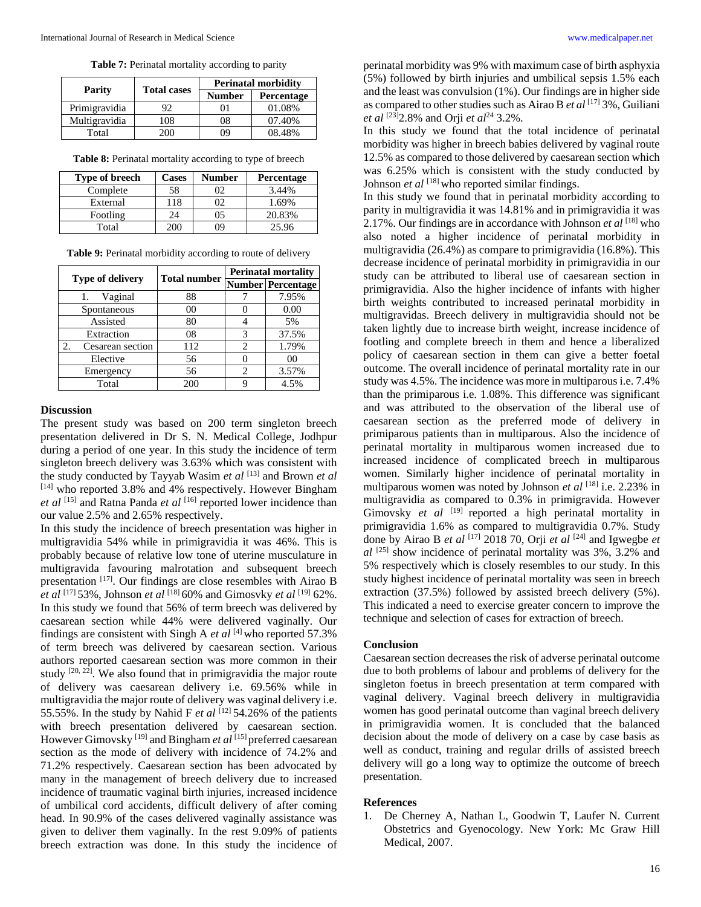**Table 7:** Perinatal mortality according to parity

| Parity | Total cases | Perinatal morbidity | |
|---|---|---|---|
| | | Number | Percentage |
| Primigravidia | 92 | 01 | 01.08% |
| Multigravidia | 108 | 08 | 07.40% |
| Total | 200 | 09 | 08.48% |

**Table 8:** Perinatal mortality according to type of breech

| Type of breech | Cases | Number | Percentage |
|---|---|---|---|
| Complete | 58 | 02 | 3.44% |
| External | 118 | 02 | 1.69% |
| Footling | 24 | 05 | 20.83% |
| Total | 200 | 09 | 25.96 |

**Table 9:** Perinatal morbidity according to route of delivery

| Type of delivery | Total number | Perinatal mortality | |
|---|---|---|---|
| | | Number | Percentage |
| 1. Vaginal | 88 | 7 | 7.95% |
| Spontaneous | 00 | 0 | 0.00 |
| Assisted | 80 | 4 | 5% |
| Extraction | 08 | 3 | 37.5% |
| 2. Cesarean section | 112 | 2 | 1.79% |
| Elective | 56 | 0 | 00 |
| Emergency | 56 | 2 | 3.57% |
| Total | 200 | 9 | 4.5% |

## Discussion

The present study was based on 200 term singleton breech presentation delivered in Dr S. N. Medical College, Jodhpur during a period of one year. In this study the incidence of term singleton breech delivery was 3.63% which was consistent with the study conducted by Tayyab Wasim *et al* [13] and Brown *et al* [14] who reported 3.8% and 4% respectively. However Bingham *et al* [15] and Ratna Panda *et al* [16] reported lower incidence than our value 2.5% and 2.65% respectively.

In this study the incidence of breech presentation was higher in multigravidia 54% while in primigravidia it was 46%. This is probably because of relative low tone of uterine musculature in multigravida favouring malrotation and subsequent breech presentation [17]. Our findings are close resembles with Airao B *et al* [17] 53%, Johnson *et al* [18] 60% and Gimosvky *et al* [19] 62%.

In this study we found that 56% of term breech was delivered by caesarean section while 44% were delivered vaginally. Our findings are consistent with Singh A *et al* [4] who reported 57.3% of term breech was delivered by caesarean section. Various authors reported caesarean section was more common in their study [20, 22]. We also found that in primigravidia the major route of delivery was caesarean delivery i.e. 69.56% while in multigravidia the major route of delivery was vaginal delivery i.e. 55.55%. In the study by Nahid F *et al* [12] 54.26% of the patients with breech presentation delivered by caesarean section. However Gimovsky [19] and Bingham *et al* [15] preferred caesarean section as the mode of delivery with incidence of 74.2% and 71.2% respectively. Caesarean section has been advocated by many in the management of breech delivery due to increased incidence of traumatic vaginal birth injuries, increased incidence of umbilical cord accidents, difficult delivery of after coming head. In 90.9% of the cases delivered vaginally assistance was given to deliver them vaginally. In the rest 9.09% of patients breech extraction was done. In this study the incidence of perinatal morbidity was 9% with maximum case of birth asphyxia (5%) followed by birth injuries and umbilical sepsis 1.5% each and the least was convulsion (1%). Our findings are in higher side as compared to other studies such as Airao B *et al* [17] 3%, Guiliani *et al* [23] 2.8% and Orji *et al*[24] 3.2%.

In this study we found that the total incidence of perinatal morbidity was higher in breech babies delivered by vaginal route 12.5% as compared to those delivered by caesarean section which was 6.25% which is consistent with the study conducted by Johnson *et al* [18] who reported similar findings.

In this study we found that in perinatal morbidity according to parity in multigravidia it was 14.81% and in primigravidia it was 2.17%. Our findings are in accordance with Johnson *et al* [18] who also noted a higher incidence of perinatal morbidity in multigravidia (26.4%) as compare to primigravidia (16.8%). This decrease incidence of perinatal morbidity in primigravidia in our study can be attributed to liberal use of caesarean section in primigravidia. Also the higher incidence of infants with higher birth weights contributed to increased perinatal morbidity in multigravidas. Breech delivery in multigravidia should not be taken lightly due to increase birth weight, increase incidence of footling and complete breech in them and hence a liberalized policy of caesarean section in them can give a better foetal outcome. The overall incidence of perinatal mortality rate in our study was 4.5%. The incidence was more in multiparous i.e. 7.4% than the primiparous i.e. 1.08%. This difference was significant and was attributed to the observation of the liberal use of caesarean section as the preferred mode of delivery in primiparous patients than in multiparous. Also the incidence of perinatal mortality in multiparous women increased due to increased incidence of complicated breech in multiparous women. Similarly higher incidence of perinatal mortality in multiparous women was noted by Johnson *et al* [18] i.e. 2.23% in multigravidia as compared to 0.3% in primigravida. However Gimovsky *et al* [19] reported a high perinatal mortality in primigravidia 1.6% as compared to multigravidia 0.7%. Study done by Airao B *et al* [17] 2018 70, Orji *et al* [24] and Igwegbe *et al* [25] show incidence of perinatal mortality was 3%, 3.2% and 5% respectively which is closely resembles to our study. In this study highest incidence of perinatal mortality was seen in breech extraction (37.5%) followed by assisted breech delivery (5%). This indicated a need to exercise greater concern to improve the technique and selection of cases for extraction of breech.

## Conclusion

Caesarean section decreases the risk of adverse perinatal outcome due to both problems of labour and problems of delivery for the singleton foetus in breech presentation at term compared with vaginal delivery. Vaginal breech delivery in multigravidia women has good perinatal outcome than vaginal breech delivery in primigravidia women. It is concluded that the balanced decision about the mode of delivery on a case by case basis as well as conduct, training and regular drills of assisted breech delivery will go a long way to optimize the outcome of breech presentation.

## References

1. De Cherney A, Nathan L, Goodwin T, Laufer N. Current Obstetrics and Gyenocology. New York: Mc Graw Hill Medical, 2007.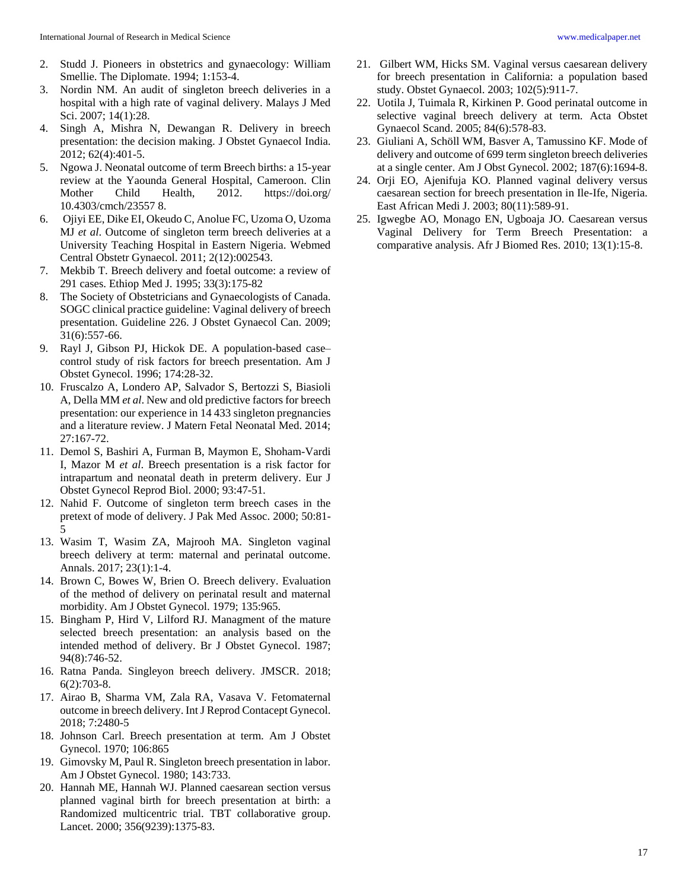2. Studd J. Pioneers in obstetrics and gynaecology: William Smellie. The Diplomate. 1994; 1:153-4.
3. Nordin NM. An audit of singleton breech deliveries in a hospital with a high rate of vaginal delivery. Malays J Med Sci. 2007; 14(1):28.
4. Singh A, Mishra N, Dewangan R. Delivery in breech presentation: the decision making. J Obstet Gynaecol India. 2012; 62(4):401-5.
5. Ngowa J. Neonatal outcome of term Breech births: a 15-year review at the Yaounda General Hospital, Cameroon. Clin Mother Child Health, 2012. https://doi.org/ 10.4303/cmch/23557 8.
6. Ojiyi EE, Dike EI, Okeudo C, Anolue FC, Uzoma O, Uzoma MJ *et al*. Outcome of singleton term breech deliveries at a University Teaching Hospital in Eastern Nigeria. Webmed Central Obstetr Gynaecol. 2011; 2(12):002543.
7. Mekbib T. Breech delivery and foetal outcome: a review of 291 cases. Ethiop Med J. 1995; 33(3):175-82
8. The Society of Obstetricians and Gynaecologists of Canada. SOGC clinical practice guideline: Vaginal delivery of breech presentation. Guideline 226. J Obstet Gynaecol Can. 2009; 31(6):557-66.
9. Rayl J, Gibson PJ, Hickok DE. A population-based case–control study of risk factors for breech presentation. Am J Obstet Gynecol. 1996; 174:28-32.
10. Fruscalzo A, Londero AP, Salvador S, Bertozzi S, Biasioli A, Della MM *et al*. New and old predictive factors for breech presentation: our experience in 14 433 singleton pregnancies and a literature review. J Matern Fetal Neonatal Med. 2014; 27:167-72.
11. Demol S, Bashiri A, Furman B, Maymon E, Shoham-Vardi I, Mazor M *et al*. Breech presentation is a risk factor for intrapartum and neonatal death in preterm delivery. Eur J Obstet Gynecol Reprod Biol. 2000; 93:47-51.
12. Nahid F. Outcome of singleton term breech cases in the pretext of mode of delivery. J Pak Med Assoc. 2000; 50:81-5
13. Wasim T, Wasim ZA, Majrooh MA. Singleton vaginal breech delivery at term: maternal and perinatal outcome. Annals. 2017; 23(1):1-4.
14. Brown C, Bowes W, Brien O. Breech delivery. Evaluation of the method of delivery on perinatal result and maternal morbidity. Am J Obstet Gynecol. 1979; 135:965.
15. Bingham P, Hird V, Lilford RJ. Managment of the mature selected breech presentation: an analysis based on the intended method of delivery. Br J Obstet Gynecol. 1987; 94(8):746-52.
16. Ratna Panda. Singleyon breech delivery. JMSCR. 2018; 6(2):703-8.
17. Airao B, Sharma VM, Zala RA, Vasava V. Fetomaternal outcome in breech delivery. Int J Reprod Contacept Gynecol. 2018; 7:2480-5
18. Johnson Carl. Breech presentation at term. Am J Obstet Gynecol. 1970; 106:865
19. Gimovsky M, Paul R. Singleton breech presentation in labor. Am J Obstet Gynecol. 1980; 143:733.
20. Hannah ME, Hannah WJ. Planned caesarean section versus planned vaginal birth for breech presentation at birth: a Randomized multicentric trial. TBT collaborative group. Lancet. 2000; 356(9239):1375-83.
21. Gilbert WM, Hicks SM. Vaginal versus caesarean delivery for breech presentation in California: a population based study. Obstet Gynaecol. 2003; 102(5):911-7.
22. Uotila J, Tuimala R, Kirkinen P. Good perinatal outcome in selective vaginal breech delivery at term. Acta Obstet Gynaecol Scand. 2005; 84(6):578-83.
23. Giuliani A, Schöll WM, Basver A, Tamussino KF. Mode of delivery and outcome of 699 term singleton breech deliveries at a single center. Am J Obst Gynecol. 2002; 187(6):1694-8.
24. Orji EO, Ajenifuja KO. Planned vaginal delivery versus caesarean section for breech presentation in Ile-Ife, Nigeria. East African Medi J. 2003; 80(11):589-91.
25. Igwegbe AO, Monago EN, Ugboaja JO. Caesarean versus Vaginal Delivery for Term Breech Presentation: a comparative analysis. Afr J Biomed Res. 2010; 13(1):15-8.